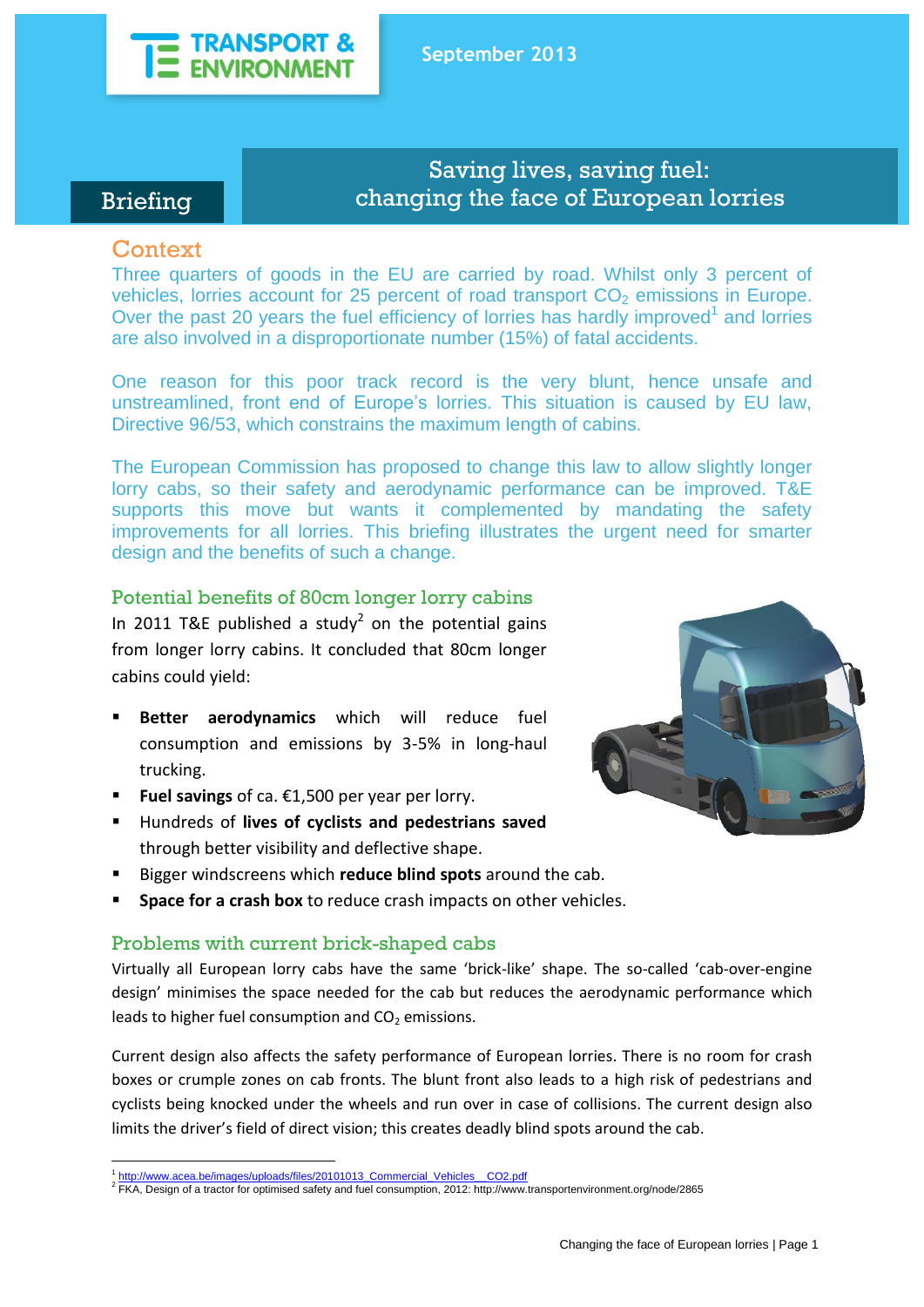TRANSPORT & ENVIRONMENT

September 2013

Briefing

# Saving lives, saving fuel: changing the face of European lorries

## Context

Three quarters of goods in the EU are carried by road. Whilst only 3 percent of vehicles, lorries account for 25 percent of road transport $CO_2$ emissions in Europe. Over the past 20 years the fuel efficiency of lorries has hardly improved[1] and lorries are also involved in a disproportionate number (15%) of fatal accidents.

One reason for this poor track record is the very blunt, hence unsafe and unstreamlined, front end of Europe's lorries. This situation is caused by EU law, Directive 96/53, which constrains the maximum length of cabins.

The European Commission has proposed to change this law to allow slightly longer lorry cabs, so their safety and aerodynamic performance can be improved. T&E supports this move but wants it complemented by mandating the safety improvements for all lorries. This briefing illustrates the urgent need for smarter design and the benefits of such a change.

### Potential benefits of 80cm longer lorry cabins

In 2011 T&E published a study[2] on the potential gains from longer lorry cabins. It concluded that 80cm longer cabins could yield:

- **Better aerodynamics** which will reduce fuel consumption and emissions by 3-5% in long-haul trucking.
- **Fuel savings** of ca. €1,500 per year per lorry.
- Hundreds of **lives of cyclists and pedestrians saved** through better visibility and deflective shape.
- Bigger windscreens which **reduce blind spots** around the cab.
- **Space for a crash box** to reduce crash impacts on other vehicles.

### Problems with current brick-shaped cabs

Virtually all European lorry cabs have the same 'brick-like' shape. The so-called 'cab-over-engine design' minimises the space needed for the cab but reduces the aerodynamic performance which leads to higher fuel consumption and $CO_2$ emissions.

Current design also affects the safety performance of European lorries. There is no room for crash boxes or crumple zones on cab fronts. The blunt front also leads to a high risk of pedestrians and cyclists being knocked under the wheels and run over in case of collisions. The current design also limits the driver's field of direct vision; this creates deadly blind spots around the cab.

---

[1] http://www.acea.be/images/uploads/files/20101013_Commercial_Vehicles__CO2.pdf
[2] FKA, Design of a tractor for optimised safety and fuel consumption, 2012: http://www.transportenvironment.org/node/2865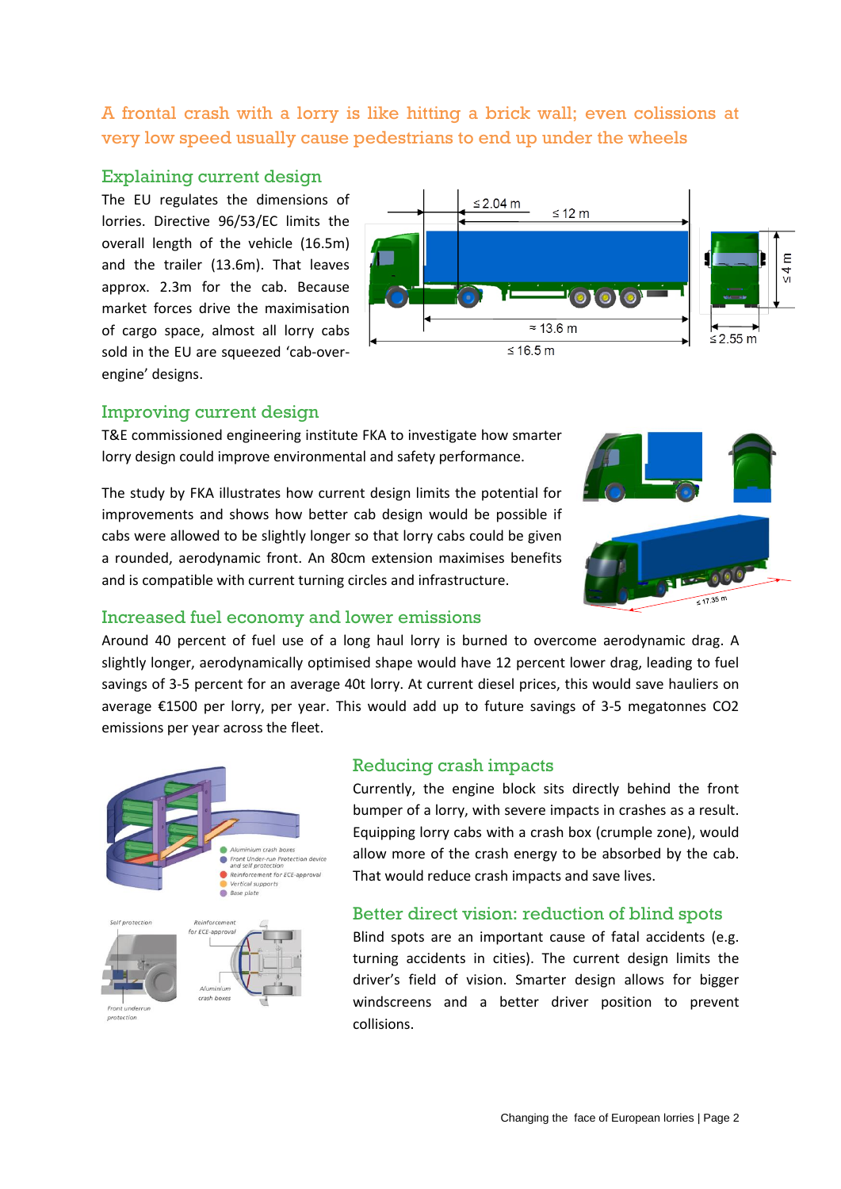## A frontal crash with a lorry is like hitting a brick wall; even colissions at very low speed usually cause pedestrians to end up under the wheels

### Explaining current design

The EU regulates the dimensions of lorries. Directive 96/53/EC limits the overall length of the vehicle (16.5m) and the trailer (13.6m). That leaves approx. 2.3m for the cab. Because market forces drive the maximisation of cargo space, almost all lorry cabs sold in the EU are squeezed 'cab-over-engine' designs.

### Improving current design

T&E commissioned engineering institute FKA to investigate how smarter lorry design could improve environmental and safety performance.

The study by FKA illustrates how current design limits the potential for improvements and shows how better cab design would be possible if cabs were allowed to be slightly longer so that lorry cabs could be given a rounded, aerodynamic front. An 80cm extension maximises benefits and is compatible with current turning circles and infrastructure.

### Increased fuel economy and lower emissions

Around 40 percent of fuel use of a long haul lorry is burned to overcome aerodynamic drag. A slightly longer, aerodynamically optimised shape would have 12 percent lower drag, leading to fuel savings of 3-5 percent for an average 40t lorry. At current diesel prices, this would save hauliers on average €1500 per lorry, per year. This would add up to future savings of 3-5 megatonnes $CO_2$ emissions per year across the fleet.

### Reducing crash impacts

Currently, the engine block sits directly behind the front bumper of a lorry, with severe impacts in crashes as a result. Equipping lorry cabs with a crash box (crumple zone), would allow more of the crash energy to be absorbed by the cab. That would reduce crash impacts and save lives.

### Better direct vision: reduction of blind spots

Blind spots are an important cause of fatal accidents (e.g. turning accidents in cities). The current design limits the driver's field of vision. Smarter design allows for bigger windscreens and a better driver position to prevent collisions.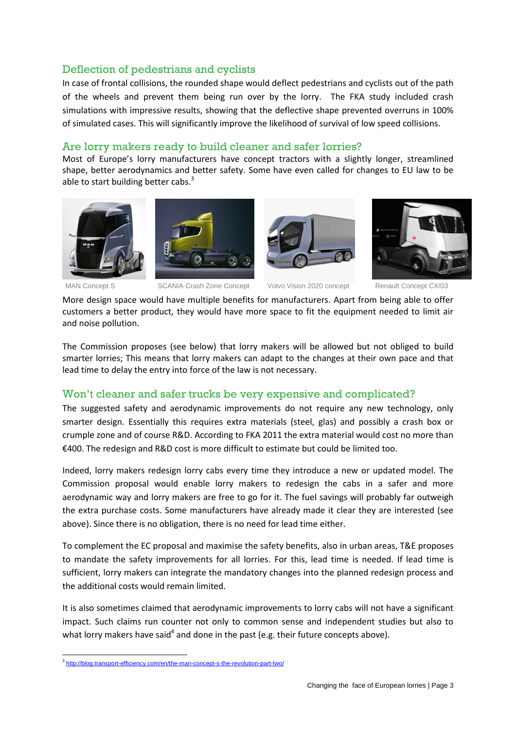## Deflection of pedestrians and cyclists

In case of frontal collisions, the rounded shape would deflect pedestrians and cyclists out of the path of the wheels and prevent them being run over by the lorry. The FKA study included crash simulations with impressive results, showing that the deflective shape prevented overruns in 100% of simulated cases. This will significantly improve the likelihood of survival of low speed collisions.

## Are lorry makers ready to build cleaner and safer lorries?

Most of Europe's lorry manufacturers have concept tractors with a slightly longer, streamlined shape, better aerodynamics and better safety. Some have even called for changes to EU law to be able to start building better cabs.[3]

MAN Concept S

SCANIA Crash Zone Concept

Volvo Vision 2020 concept

Renault Concept CX/03

More design space would have multiple benefits for manufacturers. Apart from being able to offer customers a better product, they would have more space to fit the equipment needed to limit air and noise pollution.

The Commission proposes (see below) that lorry makers will be allowed but not obliged to build smarter lorries; This means that lorry makers can adapt to the changes at their own pace and that lead time to delay the entry into force of the law is not necessary.

## Won't cleaner and safer trucks be very expensive and complicated?

The suggested safety and aerodynamic improvements do not require any new technology, only smarter design. Essentially this requires extra materials (steel, glas) and possibly a crash box or crumple zone and of course R&D. According to FKA 2011 the extra material would cost no more than €400. The redesign and R&D cost is more difficult to estimate but could be limited too.

Indeed, lorry makers redesign lorry cabs every time they introduce a new or updated model. The Commission proposal would enable lorry makers to redesign the cabs in a safer and more aerodynamic way and lorry makers are free to go for it. The fuel savings will probably far outweigh the extra purchase costs. Some manufacturers have already made it clear they are interested (see above). Since there is no obligation, there is no need for lead time either.

To complement the EC proposal and maximise the safety benefits, also in urban areas, T&E proposes to mandate the safety improvements for all lorries. For this, lead time is needed. If lead time is sufficient, lorry makers can integrate the mandatory changes into the planned redesign process and the additional costs would remain limited.

It is also sometimes claimed that aerodynamic improvements to lorry cabs will not have a significant impact. Such claims run counter not only to common sense and independent studies but also to what lorry makers have said[4] and done in the past (e.g. their future concepts above).

---

[3] http://blog.transport-efficiency.com/en/the-man-concept-s-the-revolution-part-two/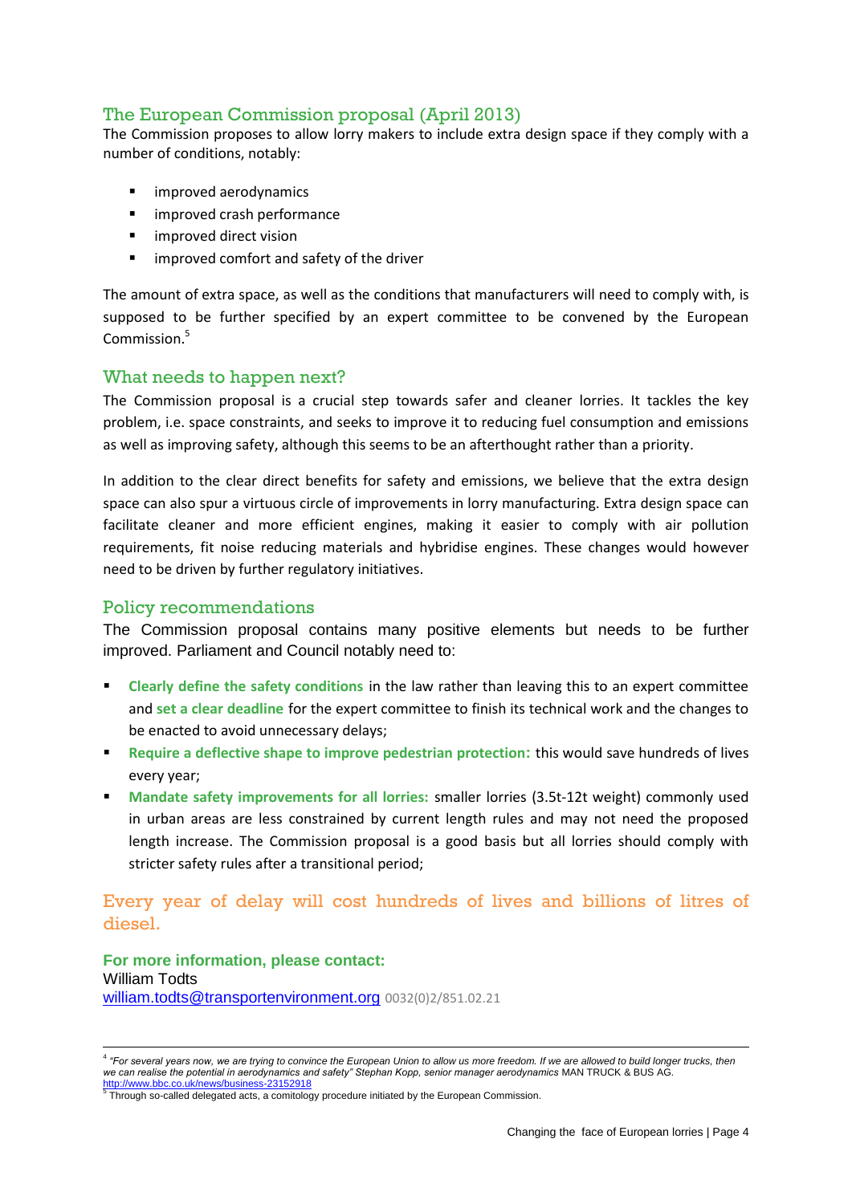## The European Commission proposal (April 2013)

The Commission proposes to allow lorry makers to include extra design space if they comply with a number of conditions, notably:

- improved aerodynamics
- improved crash performance
- improved direct vision
- improved comfort and safety of the driver

The amount of extra space, as well as the conditions that manufacturers will need to comply with, is supposed to be further specified by an expert committee to be convened by the European Commission.[5]

## What needs to happen next?

The Commission proposal is a crucial step towards safer and cleaner lorries. It tackles the key problem, i.e. space constraints, and seeks to improve it to reducing fuel consumption and emissions as well as improving safety, although this seems to be an afterthought rather than a priority.

In addition to the clear direct benefits for safety and emissions, we believe that the extra design space can also spur a virtuous circle of improvements in lorry manufacturing. Extra design space can facilitate cleaner and more efficient engines, making it easier to comply with air pollution requirements, fit noise reducing materials and hybridise engines. These changes would however need to be driven by further regulatory initiatives.

## Policy recommendations

The Commission proposal contains many positive elements but needs to be further improved. Parliament and Council notably need to:

- **Clearly define the safety conditions** in the law rather than leaving this to an expert committee and **set a clear deadline** for the expert committee to finish its technical work and the changes to be enacted to avoid unnecessary delays;
- **Require a deflective shape to improve pedestrian protection:** this would save hundreds of lives every year;
- **Mandate safety improvements for all lorries:** smaller lorries (3.5t-12t weight) commonly used in urban areas are less constrained by current length rules and may not need the proposed length increase. The Commission proposal is a good basis but all lorries should comply with stricter safety rules after a transitional period;

## Every year of delay will cost hundreds of lives and billions of litres of diesel.

**For more information, please contact:**
William Todts
william.todts@transportenvironment.org 0032(0)2/851.02.21

---

[4] *"For several years now, we are trying to convince the European Union to allow us more freedom. If we are allowed to build longer trucks, then we can realise the potential in aerodynamics and safety" Stephan Kopp, senior manager aerodynamics* MAN TRUCK & BUS AG. http://www.bbc.co.uk/news/business-23152918

[5] Through so-called delegated acts, a comitology procedure initiated by the European Commission.